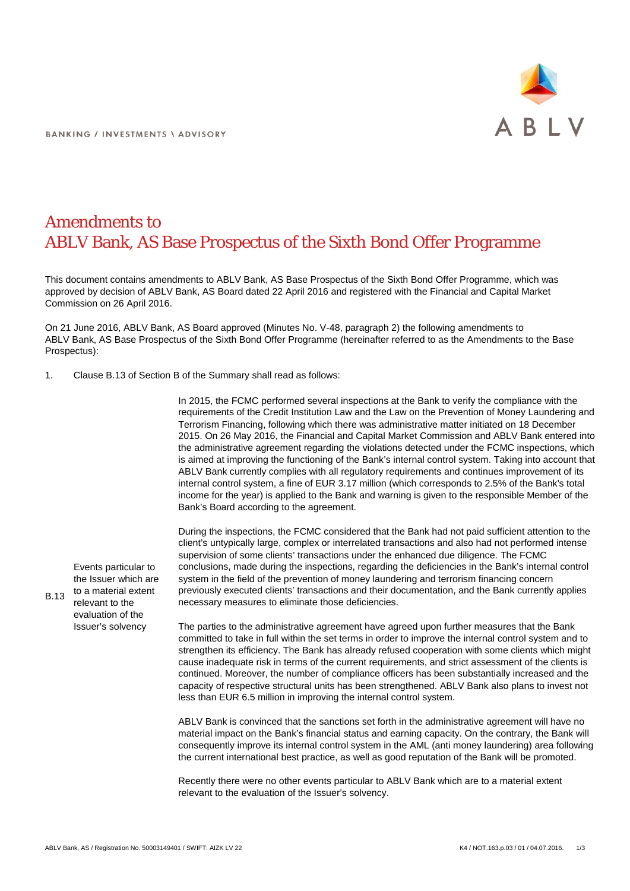# Amendments to ABLV Bank, AS Base Prospectus of the Sixth Bond Offer Programme

This document contains amendments to ABLV Bank, AS Base Prospectus of the Sixth Bond Offer Programme, which was approved by decision of ABLV Bank, AS Board dated 22 April 2016 and registered with the Financial and Capital Market Commission on 26 April 2016.

On 21 June 2016, ABLV Bank, AS Board approved (Minutes No. V-48, paragraph 2) the following amendments to ABLV Bank, AS Base Prospectus of the Sixth Bond Offer Programme (hereinafter referred to as the Amendments to the Base Prospectus):

1. Clause B.13 of Section B of the Summary shall read as follows:

| | | |
|---|---|---|
| B.13 | Events particular to the Issuer which are to a material extent relevant to the evaluation of the Issuer's solvency | In 2015, the FCMC performed several inspections at the Bank to verify the compliance with the requirements of the Credit Institution Law and the Law on the Prevention of Money Laundering and Terrorism Financing, following which there was administrative matter initiated on 18 December 2015. On 26 May 2016, the Financial and Capital Market Commission and ABLV Bank entered into the administrative agreement regarding the violations detected under the FCMC inspections, which is aimed at improving the functioning of the Bank's internal control system. Taking into account that ABLV Bank currently complies with all regulatory requirements and continues improvement of its internal control system, a fine of EUR 3.17 million (which corresponds to 2.5% of the Bank's total income for the year) is applied to the Bank and warning is given to the responsible Member of the Bank's Board according to the agreement.<br><br>During the inspections, the FCMC considered that the Bank had not paid sufficient attention to the client's untypically large, complex or interrelated transactions and also had not performed intense supervision of some clients' transactions under the enhanced due diligence. The FCMC conclusions, made during the inspections, regarding the deficiencies in the Bank's internal control system in the field of the prevention of money laundering and terrorism financing concern previously executed clients' transactions and their documentation, and the Bank currently applies necessary measures to eliminate those deficiencies.<br><br>The parties to the administrative agreement have agreed upon further measures that the Bank committed to take in full within the set terms in order to improve the internal control system and to strengthen its efficiency. The Bank has already refused cooperation with some clients which might cause inadequate risk in terms of the current requirements, and strict assessment of the clients is continued. Moreover, the number of compliance officers has been substantially increased and the capacity of respective structural units has been strengthened. ABLV Bank also plans to invest not less than EUR 6.5 million in improving the internal control system.<br><br>ABLV Bank is convinced that the sanctions set forth in the administrative agreement will have no material impact on the Bank's financial status and earning capacity. On the contrary, the Bank will consequently improve its internal control system in the AML (anti money laundering) area following the current international best practice, as well as good reputation of the Bank will be promoted.<br><br>Recently there were no other events particular to ABLV Bank which are to a material extent relevant to the evaluation of the Issuer's solvency. |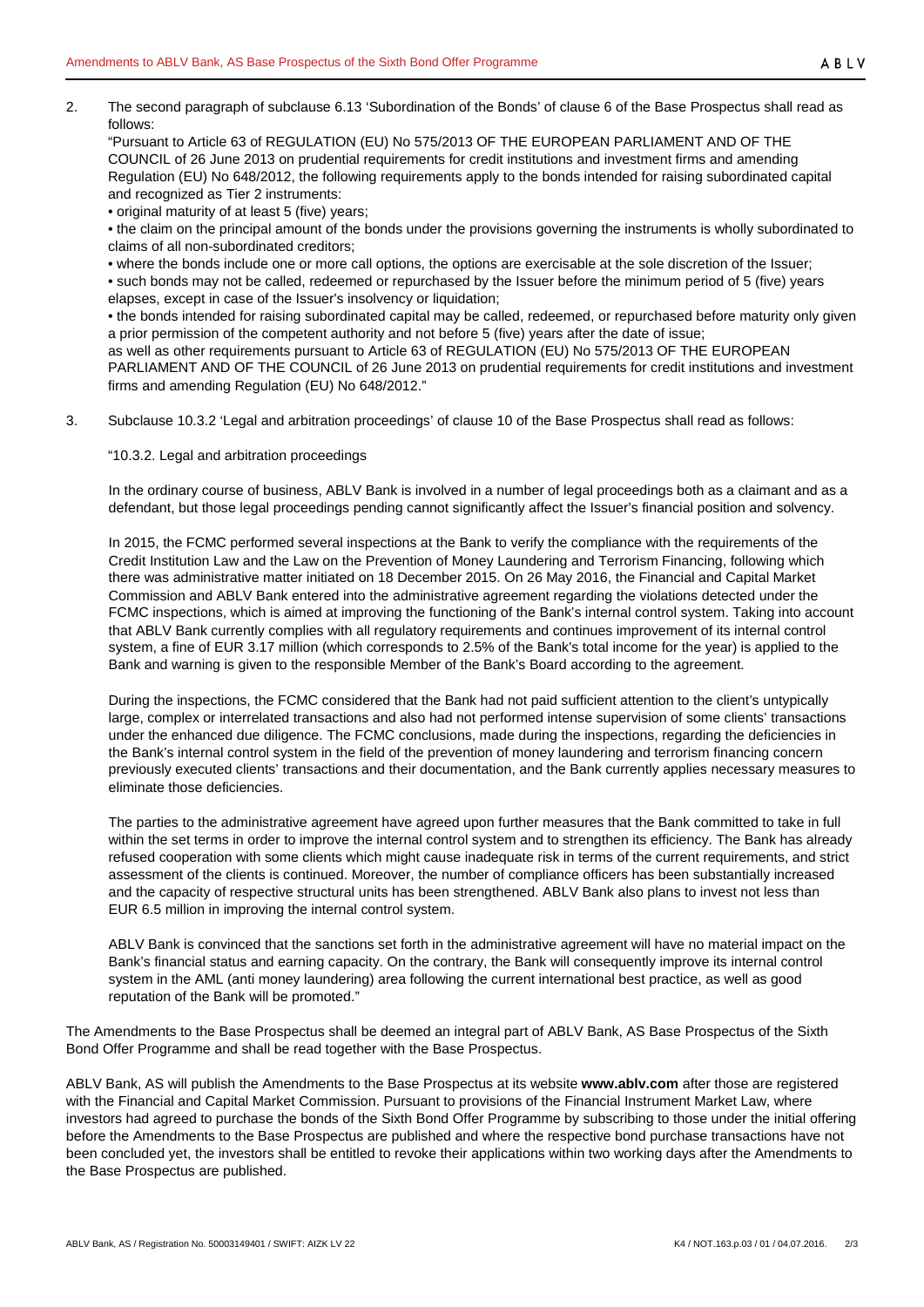2. The second paragraph of subclause 6.13 'Subordination of the Bonds' of clause 6 of the Base Prospectus shall read as follows:

   "Pursuant to Article 63 of REGULATION (EU) No 575/2013 OF THE EUROPEAN PARLIAMENT AND OF THE COUNCIL of 26 June 2013 on prudential requirements for credit institutions and investment firms and amending Regulation (EU) No 648/2012, the following requirements apply to the bonds intended for raising subordinated capital and recognized as Tier 2 instruments:

   - original maturity of at least 5 (five) years;
   - the claim on the principal amount of the bonds under the provisions governing the instruments is wholly subordinated to claims of all non-subordinated creditors;
   - where the bonds include one or more call options, the options are exercisable at the sole discretion of the Issuer;
   - such bonds may not be called, redeemed or repurchased by the Issuer before the minimum period of 5 (five) years elapses, except in case of the Issuer's insolvency or liquidation;
   - the bonds intended for raising subordinated capital may be called, redeemed, or repurchased before maturity only given a prior permission of the competent authority and not before 5 (five) years after the date of issue;

   as well as other requirements pursuant to Article 63 of REGULATION (EU) No 575/2013 OF THE EUROPEAN PARLIAMENT AND OF THE COUNCIL of 26 June 2013 on prudential requirements for credit institutions and investment firms and amending Regulation (EU) No 648/2012."

3. Subclause 10.3.2 'Legal and arbitration proceedings' of clause 10 of the Base Prospectus shall read as follows:

   "10.3.2. Legal and arbitration proceedings

   In the ordinary course of business, ABLV Bank is involved in a number of legal proceedings both as a claimant and as a defendant, but those legal proceedings pending cannot significantly affect the Issuer's financial position and solvency.

   In 2015, the FCMC performed several inspections at the Bank to verify the compliance with the requirements of the Credit Institution Law and the Law on the Prevention of Money Laundering and Terrorism Financing, following which there was administrative matter initiated on 18 December 2015. On 26 May 2016, the Financial and Capital Market Commission and ABLV Bank entered into the administrative agreement regarding the violations detected under the FCMC inspections, which is aimed at improving the functioning of the Bank's internal control system. Taking into account that ABLV Bank currently complies with all regulatory requirements and continues improvement of its internal control system, a fine of EUR 3.17 million (which corresponds to 2.5% of the Bank's total income for the year) is applied to the Bank and warning is given to the responsible Member of the Bank's Board according to the agreement.

   During the inspections, the FCMC considered that the Bank had not paid sufficient attention to the client's untypically large, complex or interrelated transactions and also had not performed intense supervision of some clients' transactions under the enhanced due diligence. The FCMC conclusions, made during the inspections, regarding the deficiencies in the Bank's internal control system in the field of the prevention of money laundering and terrorism financing concern previously executed clients' transactions and their documentation, and the Bank currently applies necessary measures to eliminate those deficiencies.

   The parties to the administrative agreement have agreed upon further measures that the Bank committed to take in full within the set terms in order to improve the internal control system and to strengthen its efficiency. The Bank has already refused cooperation with some clients which might cause inadequate risk in terms of the current requirements, and strict assessment of the clients is continued. Moreover, the number of compliance officers has been substantially increased and the capacity of respective structural units has been strengthened. ABLV Bank also plans to invest not less than EUR 6.5 million in improving the internal control system.

   ABLV Bank is convinced that the sanctions set forth in the administrative agreement will have no material impact on the Bank's financial status and earning capacity. On the contrary, the Bank will consequently improve its internal control system in the AML (anti money laundering) area following the current international best practice, as well as good reputation of the Bank will be promoted."

The Amendments to the Base Prospectus shall be deemed an integral part of ABLV Bank, AS Base Prospectus of the Sixth Bond Offer Programme and shall be read together with the Base Prospectus.

ABLV Bank, AS will publish the Amendments to the Base Prospectus at its website **www.ablv.com** after those are registered with the Financial and Capital Market Commission. Pursuant to provisions of the Financial Instrument Market Law, where investors had agreed to purchase the bonds of the Sixth Bond Offer Programme by subscribing to those under the initial offering before the Amendments to the Base Prospectus are published and where the respective bond purchase transactions have not been concluded yet, the investors shall be entitled to revoke their applications within two working days after the Amendments to the Base Prospectus are published.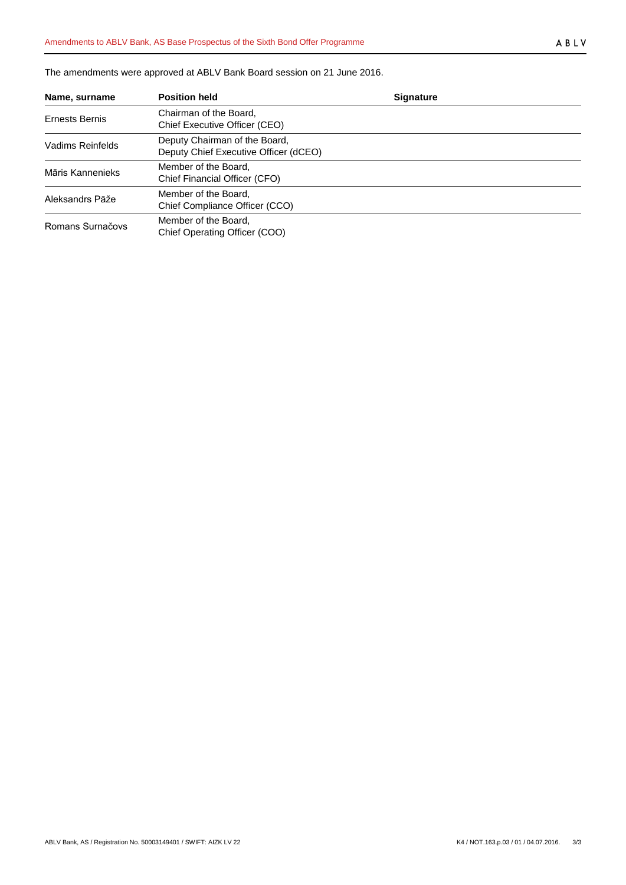The amendments were approved at ABLV Bank Board session on 21 June 2016.

| Name, surname | Position held | Signature |
|---|---|---|
| Ernests Bernis | Chairman of the Board, Chief Executive Officer (CEO) | |
| Vadims Reinfelds | Deputy Chairman of the Board, Deputy Chief Executive Officer (dCEO) | |
| Māris Kannenieks | Member of the Board, Chief Financial Officer (CFO) | |
| Aleksandrs Pāže | Member of the Board, Chief Compliance Officer (CCO) | |
| Romans Surnačovs | Member of the Board, Chief Operating Officer (COO) | |